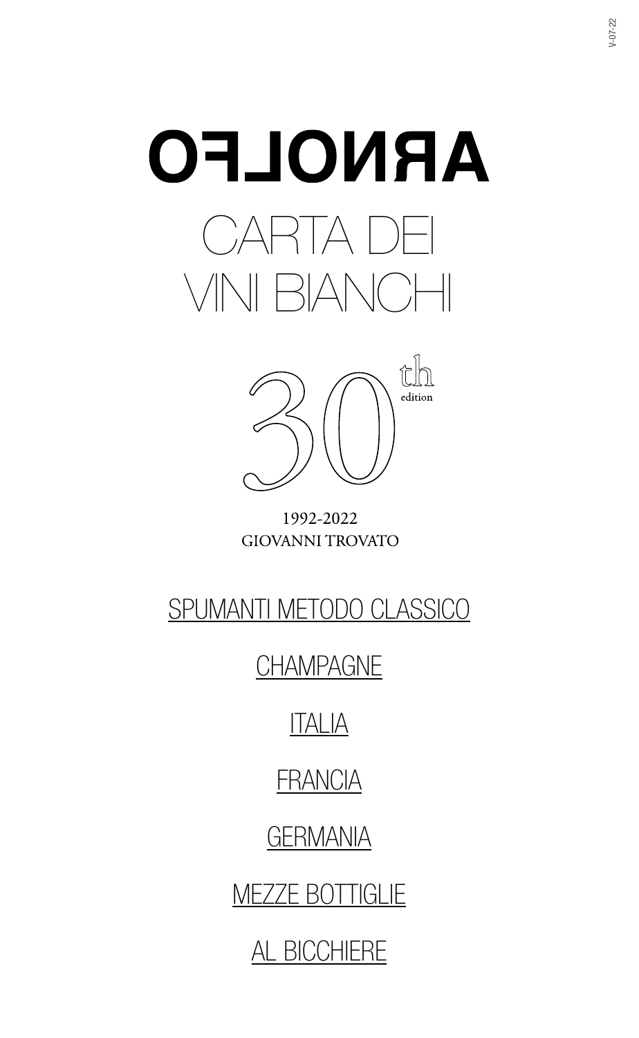# ARNOLFO

## CARTA DEI VINI BIANCHI

30th edition

1992-2022
GIOVANNI TROVATO

SPUMANTI METODO CLASSICO

CHAMPAGNE

ITALIA

FRANCIA

GERMANIA

MEZZE BOTTIGLIE

AL BICCHIERE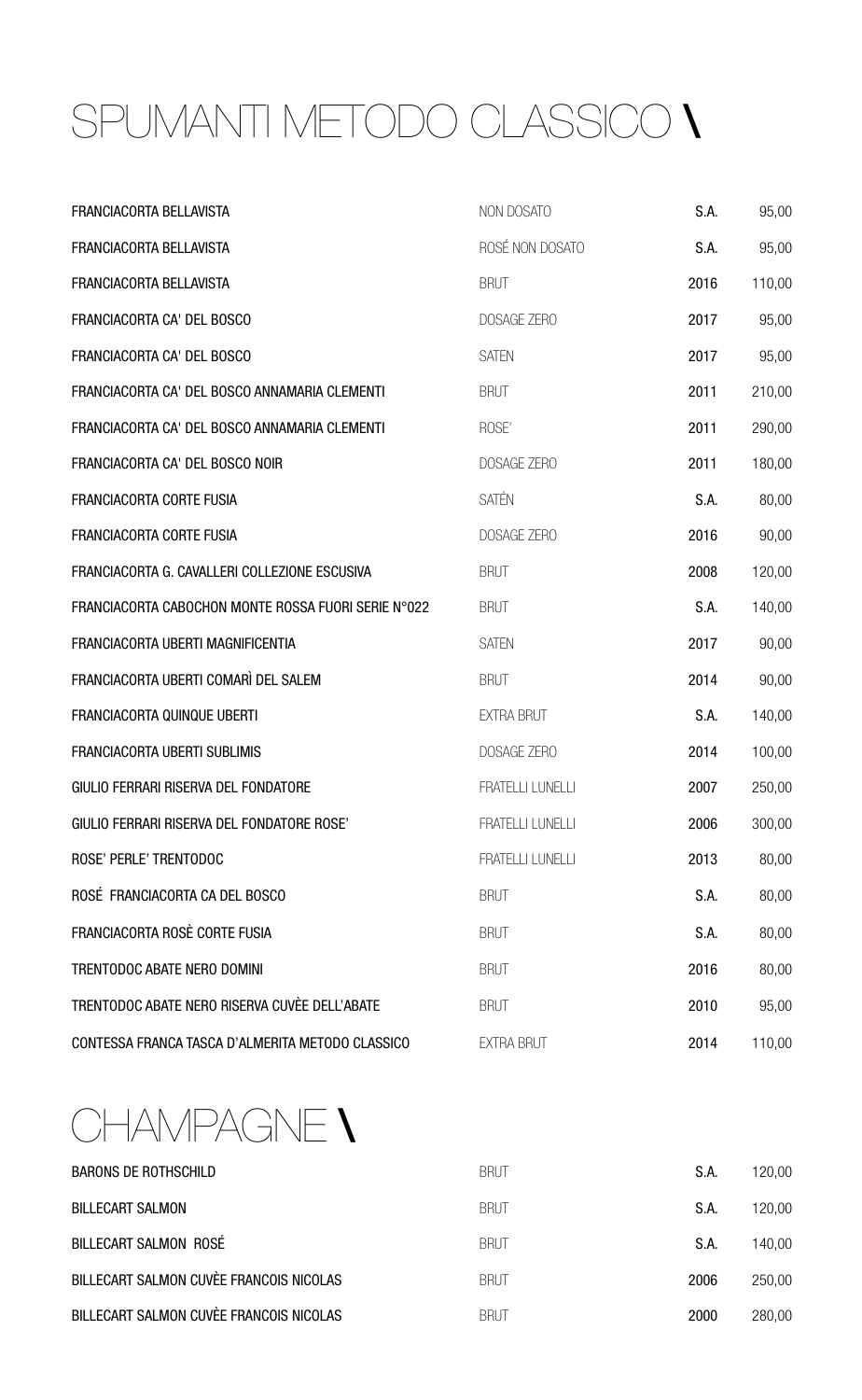# SPUMANTI METODO CLASSICO \

| | | | |
|---|---|---|---|
| FRANCIACORTA BELLAVISTA | NON DOSATO | S.A. | 95,00 |
| FRANCIACORTA BELLAVISTA | ROSÉ NON DOSATO | S.A. | 95,00 |
| FRANCIACORTA BELLAVISTA | BRUT | 2016 | 110,00 |
| FRANCIACORTA CA' DEL BOSCO | DOSAGE ZERO | 2017 | 95,00 |
| FRANCIACORTA CA' DEL BOSCO | SATEN | 2017 | 95,00 |
| FRANCIACORTA CA' DEL BOSCO ANNAMARIA CLEMENTI | BRUT | 2011 | 210,00 |
| FRANCIACORTA CA' DEL BOSCO ANNAMARIA CLEMENTI | ROSE' | 2011 | 290,00 |
| FRANCIACORTA CA' DEL BOSCO NOIR | DOSAGE ZERO | 2011 | 180,00 |
| FRANCIACORTA CORTE FUSIA | SATÉN | S.A. | 80,00 |
| FRANCIACORTA CORTE FUSIA | DOSAGE ZERO | 2016 | 90,00 |
| FRANCIACORTA G. CAVALLERI COLLEZIONE ESCUSIVA | BRUT | 2008 | 120,00 |
| FRANCIACORTA CABOCHON MONTE ROSSA FUORI SERIE N°022 | BRUT | S.A. | 140,00 |
| FRANCIACORTA UBERTI MAGNIFICENTIA | SATEN | 2017 | 90,00 |
| FRANCIACORTA UBERTI COMARÌ DEL SALEM | BRUT | 2014 | 90,00 |
| FRANCIACORTA QUINQUE UBERTI | EXTRA BRUT | S.A. | 140,00 |
| FRANCIACORTA UBERTI SUBLIMIS | DOSAGE ZERO | 2014 | 100,00 |
| GIULIO FERRARI RISERVA DEL FONDATORE | FRATELLI LUNELLI | 2007 | 250,00 |
| GIULIO FERRARI RISERVA DEL FONDATORE ROSE' | FRATELLI LUNELLI | 2006 | 300,00 |
| ROSE' PERLE' TRENTODOC | FRATELLI LUNELLI | 2013 | 80,00 |
| ROSÉ FRANCIACORTA CA DEL BOSCO | BRUT | S.A. | 80,00 |
| FRANCIACORTA ROSÈ CORTE FUSIA | BRUT | S.A. | 80,00 |
| TRENTODOC ABATE NERO DOMINI | BRUT | 2016 | 80,00 |
| TRENTODOC ABATE NERO RISERVA CUVÈE DELL'ABATE | BRUT | 2010 | 95,00 |
| CONTESSA FRANCA TASCA D'ALMERITA METODO CLASSICO | EXTRA BRUT | 2014 | 110,00 |

# CHAMPAGNE \

| | | | |
|---|---|---|---|
| BARONS DE ROTHSCHILD | BRUT | S.A. | 120,00 |
| BILLECART SALMON | BRUT | S.A. | 120,00 |
| BILLECART SALMON ROSÉ | BRUT | S.A. | 140,00 |
| BILLECART SALMON CUVÈE FRANCOIS NICOLAS | BRUT | 2006 | 250,00 |
| BILLECART SALMON CUVÈE FRANCOIS NICOLAS | BRUT | 2000 | 280,00 |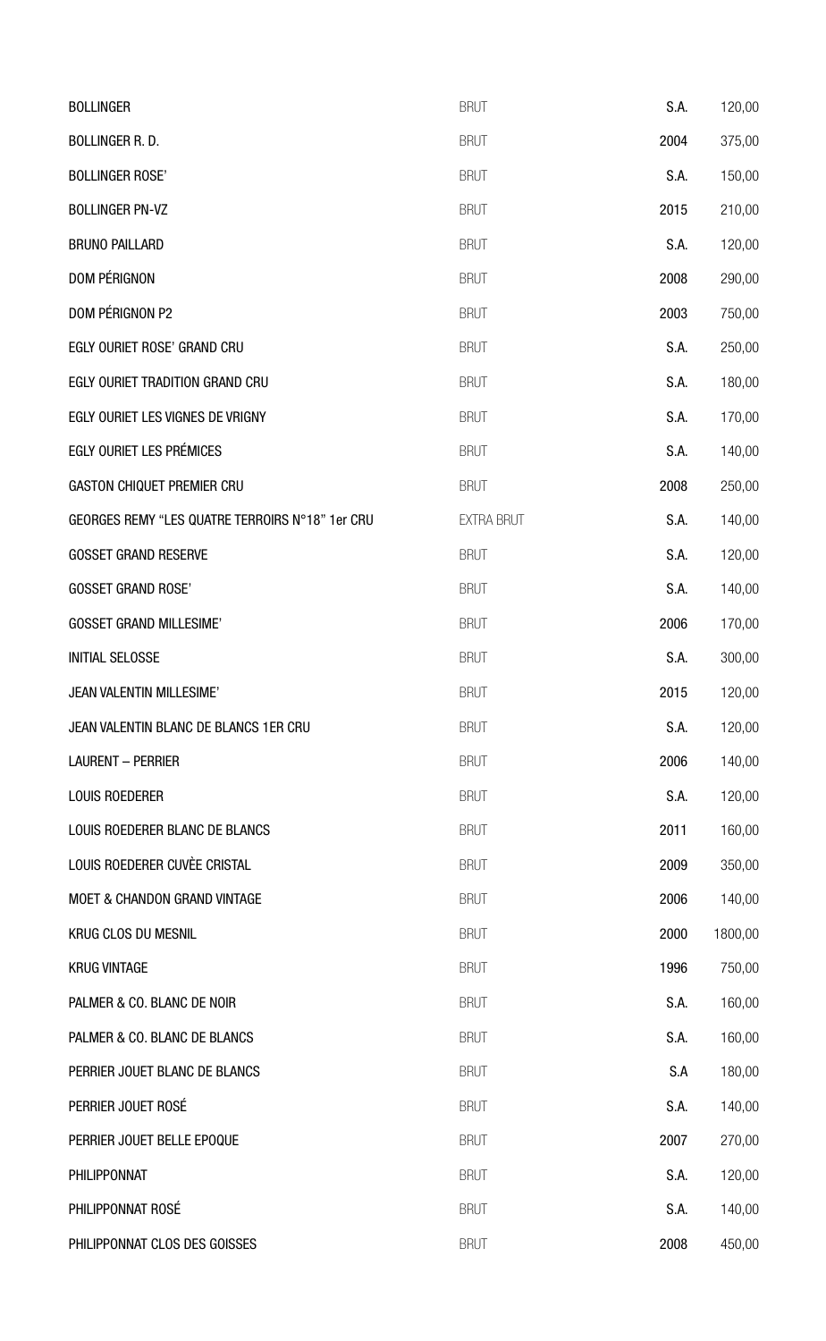| | | | |
|---|---|---|---|
| BOLLINGER | BRUT | S.A. | 120,00 |
| BOLLINGER R. D. | BRUT | 2004 | 375,00 |
| BOLLINGER ROSE' | BRUT | S.A. | 150,00 |
| BOLLINGER PN-VZ | BRUT | 2015 | 210,00 |
| BRUNO PAILLARD | BRUT | S.A. | 120,00 |
| DOM PÉRIGNON | BRUT | 2008 | 290,00 |
| DOM PÉRIGNON P2 | BRUT | 2003 | 750,00 |
| EGLY OURIET ROSE' GRAND CRU | BRUT | S.A. | 250,00 |
| EGLY OURIET TRADITION GRAND CRU | BRUT | S.A. | 180,00 |
| EGLY OURIET LES VIGNES DE VRIGNY | BRUT | S.A. | 170,00 |
| EGLY OURIET LES PRÉMICES | BRUT | S.A. | 140,00 |
| GASTON CHIQUET PREMIER CRU | BRUT | 2008 | 250,00 |
| GEORGES REMY "LES QUATRE TERROIRS N°18" 1er CRU | EXTRA BRUT | S.A. | 140,00 |
| GOSSET GRAND RESERVE | BRUT | S.A. | 120,00 |
| GOSSET GRAND ROSE' | BRUT | S.A. | 140,00 |
| GOSSET GRAND MILLESIME' | BRUT | 2006 | 170,00 |
| INITIAL SELOSSE | BRUT | S.A. | 300,00 |
| JEAN VALENTIN MILLESIME' | BRUT | 2015 | 120,00 |
| JEAN VALENTIN BLANC DE BLANCS 1ER CRU | BRUT | S.A. | 120,00 |
| LAURENT – PERRIER | BRUT | 2006 | 140,00 |
| LOUIS ROEDERER | BRUT | S.A. | 120,00 |
| LOUIS ROEDERER BLANC DE BLANCS | BRUT | 2011 | 160,00 |
| LOUIS ROEDERER CUVÈE CRISTAL | BRUT | 2009 | 350,00 |
| MOET & CHANDON GRAND VINTAGE | BRUT | 2006 | 140,00 |
| KRUG CLOS DU MESNIL | BRUT | 2000 | 1800,00 |
| KRUG VINTAGE | BRUT | 1996 | 750,00 |
| PALMER & CO. BLANC DE NOIR | BRUT | S.A. | 160,00 |
| PALMER & CO. BLANC DE BLANCS | BRUT | S.A. | 160,00 |
| PERRIER JOUET BLANC DE BLANCS | BRUT | S.A | 180,00 |
| PERRIER JOUET ROSÉ | BRUT | S.A. | 140,00 |
| PERRIER JOUET BELLE EPOQUE | BRUT | 2007 | 270,00 |
| PHILIPPONNAT | BRUT | S.A. | 120,00 |
| PHILIPPONNAT ROSÉ | BRUT | S.A. | 140,00 |
| PHILIPPONNAT CLOS DES GOISSES | BRUT | 2008 | 450,00 |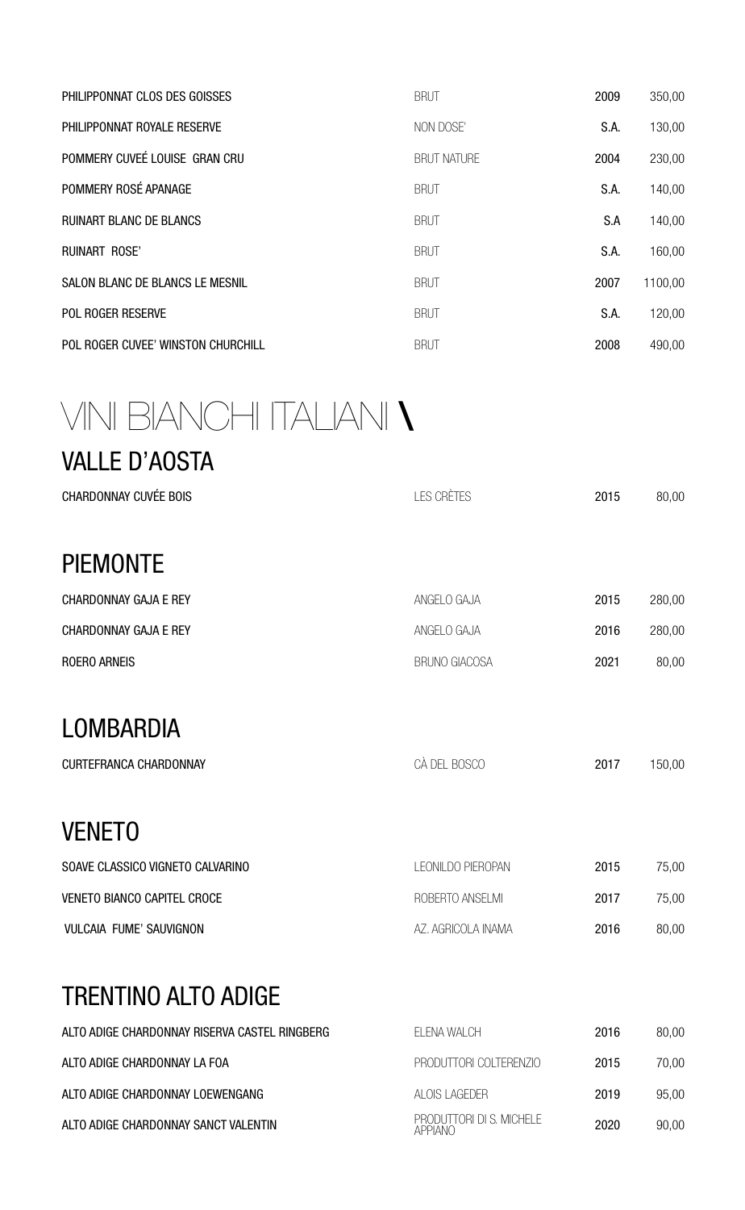| | | | |
|---|---|---|---|
| PHILIPPONNAT CLOS DES GOISSES | BRUT | 2009 | 350,00 |
| PHILIPPONNAT ROYALE RESERVE | NON DOSE' | S.A. | 130,00 |
| POMMERY CUVEÉ LOUISE GRAN CRU | BRUT NATURE | 2004 | 230,00 |
| POMMERY ROSÉ APANAGE | BRUT | S.A. | 140,00 |
| RUINART BLANC DE BLANCS | BRUT | S.A | 140,00 |
| RUINART ROSE' | BRUT | S.A. | 160,00 |
| SALON BLANC DE BLANCS LE MESNIL | BRUT | 2007 | 1100,00 |
| POL ROGER RESERVE | BRUT | S.A. | 120,00 |
| POL ROGER CUVEE' WINSTON CHURCHILL | BRUT | 2008 | 490,00 |

# VINI BIANCHI ITALIANI \

## VALLE D'AOSTA

| | | | |
|---|---|---|---|
| CHARDONNAY CUVÉE BOIS | LES CRÊTES | 2015 | 80,00 |

## PIEMONTE

| | | | |
|---|---|---|---|
| CHARDONNAY GAJA E REY | ANGELO GAJA | 2015 | 280,00 |
| CHARDONNAY GAJA E REY | ANGELO GAJA | 2016 | 280,00 |
| ROERO ARNEIS | BRUNO GIACOSA | 2021 | 80,00 |

## LOMBARDIA

| | | | |
|---|---|---|---|
| CURTEFRANCA CHARDONNAY | CÀ DEL BOSCO | 2017 | 150,00 |

## VENETO

| | | | |
|---|---|---|---|
| SOAVE CLASSICO VIGNETO CALVARINO | LEONILDO PIEROPAN | 2015 | 75,00 |
| VENETO BIANCO CAPITEL CROCE | ROBERTO ANSELMI | 2017 | 75,00 |
| VULCAIA FUME' SAUVIGNON | AZ. AGRICOLA INAMA | 2016 | 80,00 |

## TRENTINO ALTO ADIGE

| | | | |
|---|---|---|---|
| ALTO ADIGE CHARDONNAY RISERVA CASTEL RINGBERG | ELENA WALCH | 2016 | 80,00 |
| ALTO ADIGE CHARDONNAY LA FOA | PRODUTTORI COLTERENZIO | 2015 | 70,00 |
| ALTO ADIGE CHARDONNAY LOEWENGANG | ALOIS LAGEDER | 2019 | 95,00 |
| ALTO ADIGE CHARDONNAY SANCT VALENTIN | PRODUTTORI DI S. MICHELE APPIANO | 2020 | 90,00 |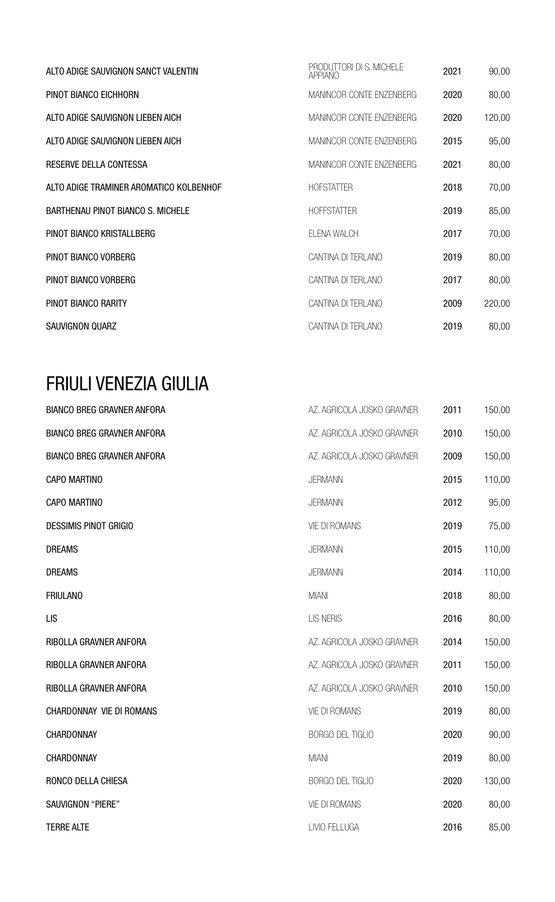| | | | |
|---|---|---|---|
| ALTO ADIGE SAUVIGNON SANCT VALENTIN | PRODUTTORI DI S. MICHELE APPIANO | 2021 | 90,00 |
| PINOT BIANCO EICHHORN | MANINCOR CONTE ENZENBERG | 2020 | 80,00 |
| ALTO ADIGE SAUVIGNON LIEBEN AICH | MANINCOR CONTE ENZENBERG | 2020 | 120,00 |
| ALTO ADIGE SAUVIGNON LIEBEN AICH | MANINCOR CONTE ENZENBERG | 2015 | 95,00 |
| RESERVE DELLA CONTESSA | MANINCOR CONTE ENZENBERG | 2021 | 80,00 |
| ALTO ADIGE TRAMINER AROMATICO KOLBENHOF | HOFSTATTER | 2018 | 70,00 |
| BARTHENAU PINOT BIANCO S. MICHELE | HOFFSTATTER | 2019 | 85,00 |
| PINOT BIANCO KRISTALLBERG | ELENA WALCH | 2017 | 70,00 |
| PINOT BIANCO VORBERG | CANTINA DI TERLANO | 2019 | 80,00 |
| PINOT BIANCO VORBERG | CANTINA DI TERLANO | 2017 | 80,00 |
| PINOT BIANCO RARITY | CANTINA DI TERLANO | 2009 | 220,00 |
| SAUVIGNON QUARZ | CANTINA DI TERLANO | 2019 | 80,00 |

# FRIULI VENEZIA GIULIA

| | | | |
|---|---|---|---|
| BIANCO BREG GRAVNER ANFORA | AZ. AGRICOLA JOSKO GRAVNER | 2011 | 150,00 |
| BIANCO BREG GRAVNER ANFORA | AZ. AGRICOLA JOSKO GRAVNER | 2010 | 150,00 |
| BIANCO BREG GRAVNER ANFORA | AZ. AGRICOLA JOSKO GRAVNER | 2009 | 150,00 |
| CAPO MARTINO | JERMANN | 2015 | 110,00 |
| CAPO MARTINO | JERMANN | 2012 | 95,00 |
| DESSIMIS PINOT GRIGIO | VIE DI ROMANS | 2019 | 75,00 |
| DREAMS | JERMANN | 2015 | 110,00 |
| DREAMS | JERMANN | 2014 | 110,00 |
| FRIULANO | MIANI | 2018 | 80,00 |
| LIS | LIS NERIS | 2016 | 80,00 |
| RIBOLLA GRAVNER ANFORA | AZ. AGRICOLA JOSKO GRAVNER | 2014 | 150,00 |
| RIBOLLA GRAVNER ANFORA | AZ. AGRICOLA JOSKO GRAVNER | 2011 | 150,00 |
| RIBOLLA GRAVNER ANFORA | AZ. AGRICOLA JOSKO GRAVNER | 2010 | 150,00 |
| CHARDONNAY VIE DI ROMANS | VIE DI ROMANS | 2019 | 80,00 |
| CHARDONNAY | BORGO DEL TIGLIO | 2020 | 90,00 |
| CHARDONNAY | MIANI | 2019 | 80,00 |
| RONCO DELLA CHIESA | BORGO DEL TIGLIO | 2020 | 130,00 |
| SAUVIGNON "PIERE" | VIE DI ROMANS | 2020 | 80,00 |
| TERRE ALTE | LIVIO FELLUGA | 2016 | 85,00 |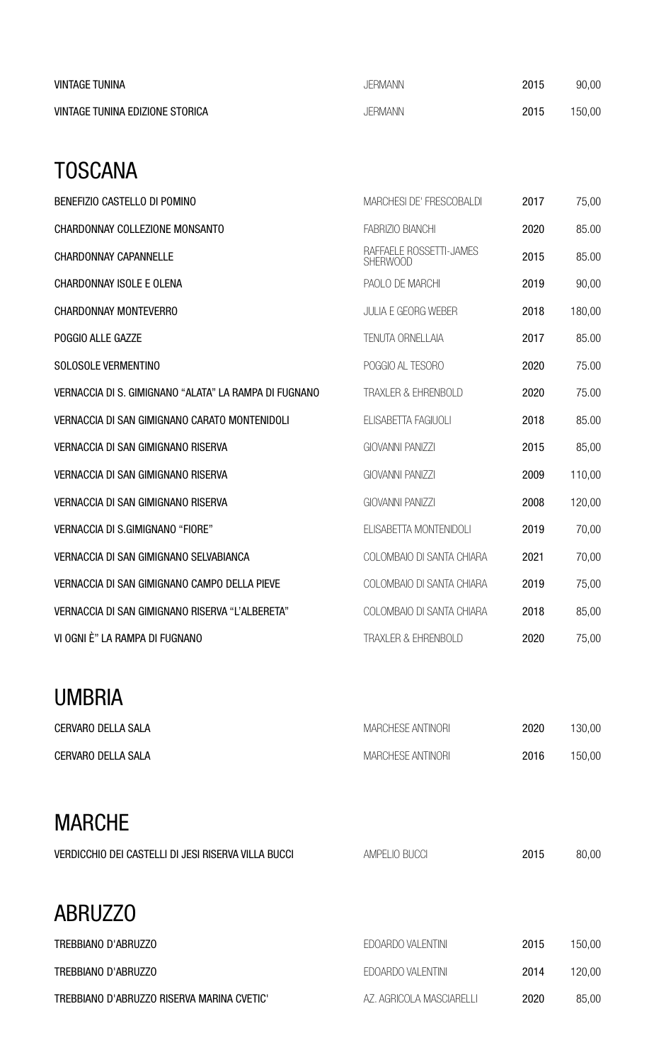| | | | |
|---|---|---|---|
| VINTAGE TUNINA | JERMANN | 2015 | 90,00 |
| VINTAGE TUNINA EDIZIONE STORICA | JERMANN | 2015 | 150,00 |

## TOSCANA

| | | | |
|---|---|---|---|
| BENEFIZIO CASTELLO DI POMINO | MARCHESI DE' FRESCOBALDI | 2017 | 75,00 |
| CHARDONNAY COLLEZIONE MONSANTO | FABRIZIO BIANCHI | 2020 | 85.00 |
| CHARDONNAY CAPANNELLE | RAFFAELE ROSSETTI-JAMES SHERWOOD | 2015 | 85.00 |
| CHARDONNAY ISOLE E OLENA | PAOLO DE MARCHI | 2019 | 90,00 |
| CHARDONNAY MONTEVERRO | JULIA E GEORG WEBER | 2018 | 180,00 |
| POGGIO ALLE GAZZE | TENUTA ORNELLAIA | 2017 | 85.00 |
| SOLOSOLE VERMENTINO | POGGIO AL TESORO | 2020 | 75.00 |
| VERNACCIA DI S. GIMIGNANO "ALATA" LA RAMPA DI FUGNANO | TRAXLER & EHRENBOLD | 2020 | 75.00 |
| VERNACCIA DI SAN GIMIGNANO CARATO MONTENIDOLI | ELISABETTA FAGIUOLI | 2018 | 85.00 |
| VERNACCIA DI SAN GIMIGNANO RISERVA | GIOVANNI PANIZZI | 2015 | 85,00 |
| VERNACCIA DI SAN GIMIGNANO RISERVA | GIOVANNI PANIZZI | 2009 | 110,00 |
| VERNACCIA DI SAN GIMIGNANO RISERVA | GIOVANNI PANIZZI | 2008 | 120,00 |
| VERNACCIA DI S.GIMIGNANO "FIORE" | ELISABETTA MONTENIDOLI | 2019 | 70,00 |
| VERNACCIA DI SAN GIMIGNANO SELVABIANCA | COLOMBAIO DI SANTA CHIARA | 2021 | 70,00 |
| VERNACCIA DI SAN GIMIGNANO CAMPO DELLA PIEVE | COLOMBAIO DI SANTA CHIARA | 2019 | 75,00 |
| VERNACCIA DI SAN GIMIGNANO RISERVA "L'ALBERETA" | COLOMBAIO DI SANTA CHIARA | 2018 | 85,00 |
| VI OGNI È" LA RAMPA DI FUGNANO | TRAXLER & EHRENBOLD | 2020 | 75,00 |

## UMBRIA

| | | | |
|---|---|---|---|
| CERVARO DELLA SALA | MARCHESE ANTINORI | 2020 | 130,00 |
| CERVARO DELLA SALA | MARCHESE ANTINORI | 2016 | 150,00 |

## MARCHE

| | | | |
|---|---|---|---|
| VERDICCHIO DEI CASTELLI DI JESI RISERVA VILLA BUCCI | AMPELIO BUCCI | 2015 | 80,00 |

## ABRUZZO

| | | | |
|---|---|---|---|
| TREBBIANO D'ABRUZZO | EDOARDO VALENTINI | 2015 | 150,00 |
| TREBBIANO D'ABRUZZO | EDOARDO VALENTINI | 2014 | 120,00 |
| TREBBIANO D'ABRUZZO RISERVA MARINA CVETIC' | AZ. AGRICOLA MASCIARELLI | 2020 | 85,00 |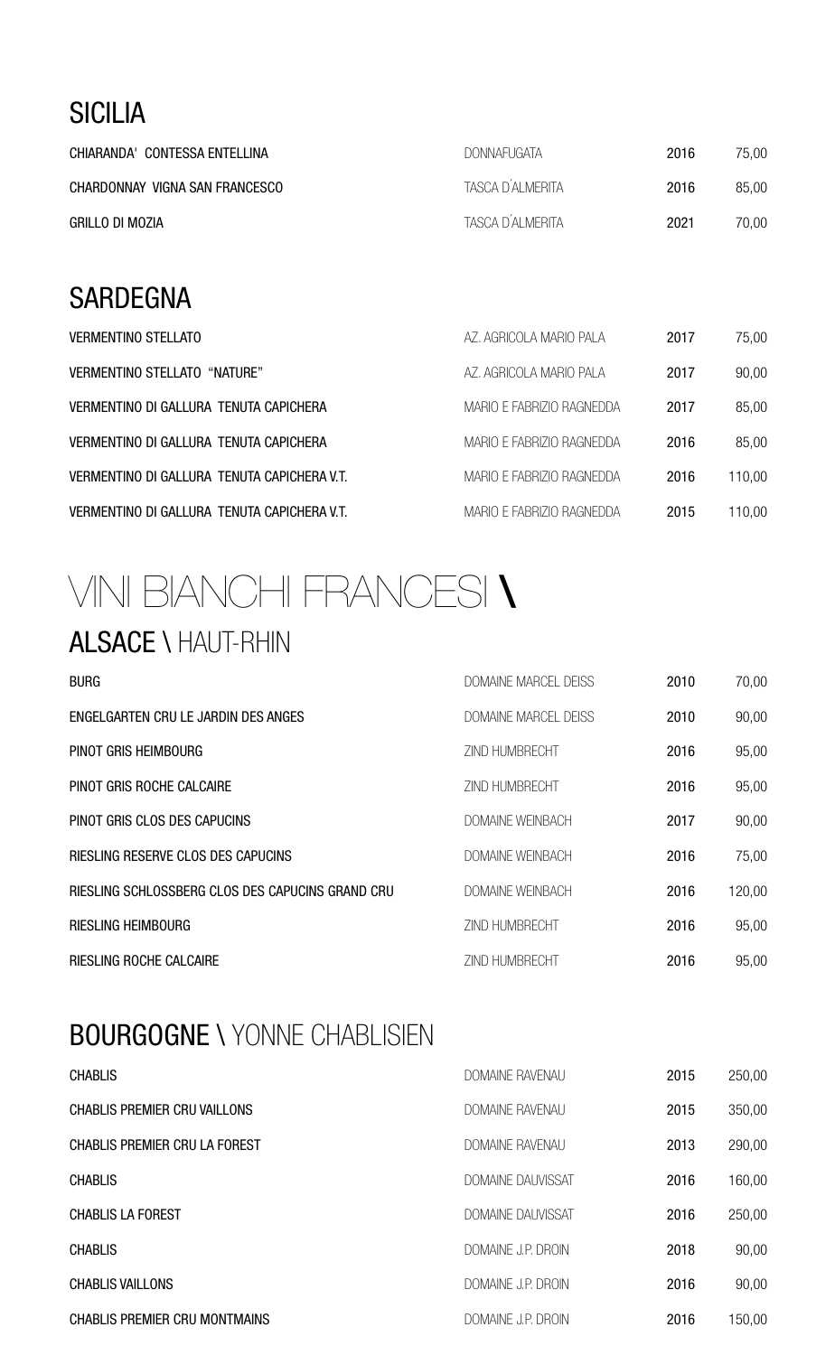## SICILIA

| | | | |
|---|---|---|---|
| CHIARANDA' CONTESSA ENTELLINA | DONNAFUGATA | 2016 | 75,00 |
| CHARDONNAY VIGNA SAN FRANCESCO | TASCA D'ALMERITA | 2016 | 85,00 |
| GRILLO DI MOZIA | TASCA D'ALMERITA | 2021 | 70,00 |

## SARDEGNA

| | | | |
|---|---|---|---|
| VERMENTINO STELLATO | AZ. AGRICOLA MARIO PALA | 2017 | 75,00 |
| VERMENTINO STELLATO "NATURE" | AZ. AGRICOLA MARIO PALA | 2017 | 90,00 |
| VERMENTINO DI GALLURA TENUTA CAPICHERA | MARIO E FABRIZIO RAGNEDDA | 2017 | 85,00 |
| VERMENTINO DI GALLURA TENUTA CAPICHERA | MARIO E FABRIZIO RAGNEDDA | 2016 | 85,00 |
| VERMENTINO DI GALLURA TENUTA CAPICHERA V.T. | MARIO E FABRIZIO RAGNEDDA | 2016 | 110,00 |
| VERMENTINO DI GALLURA TENUTA CAPICHERA V.T. | MARIO E FABRIZIO RAGNEDDA | 2015 | 110,00 |

# VINI BIANCHI FRANCESI \

## ALSACE \ HAUT-RHIN

| | | | |
|---|---|---|---|
| BURG | DOMAINE MARCEL DEISS | 2010 | 70,00 |
| ENGELGARTEN CRU LE JARDIN DES ANGES | DOMAINE MARCEL DEISS | 2010 | 90,00 |
| PINOT GRIS HEIMBOURG | ZIND HUMBRECHT | 2016 | 95,00 |
| PINOT GRIS ROCHE CALCAIRE | ZIND HUMBRECHT | 2016 | 95,00 |
| PINOT GRIS CLOS DES CAPUCINS | DOMAINE WEINBACH | 2017 | 90,00 |
| RIESLING RESERVE CLOS DES CAPUCINS | DOMAINE WEINBACH | 2016 | 75,00 |
| RIESLING SCHLOSSBERG CLOS DES CAPUCINS GRAND CRU | DOMAINE WEINBACH | 2016 | 120,00 |
| RIESLING HEIMBOURG | ZIND HUMBRECHT | 2016 | 95,00 |
| RIESLING ROCHE CALCAIRE | ZIND HUMBRECHT | 2016 | 95,00 |

## BOURGOGNE \ YONNE CHABLISIEN

| | | | |
|---|---|---|---|
| CHABLIS | DOMAINE RAVENAU | 2015 | 250,00 |
| CHABLIS PREMIER CRU VAILLONS | DOMAINE RAVENAU | 2015 | 350,00 |
| CHABLIS PREMIER CRU LA FOREST | DOMAINE RAVENAU | 2013 | 290,00 |
| CHABLIS | DOMAINE DAUVISSAT | 2016 | 160,00 |
| CHABLIS LA FOREST | DOMAINE DAUVISSAT | 2016 | 250,00 |
| CHABLIS | DOMAINE J.P. DROIN | 2018 | 90,00 |
| CHABLIS VAILLONS | DOMAINE J.P. DROIN | 2016 | 90,00 |
| CHABLIS PREMIER CRU MONTMAINS | DOMAINE J.P. DROIN | 2016 | 150,00 |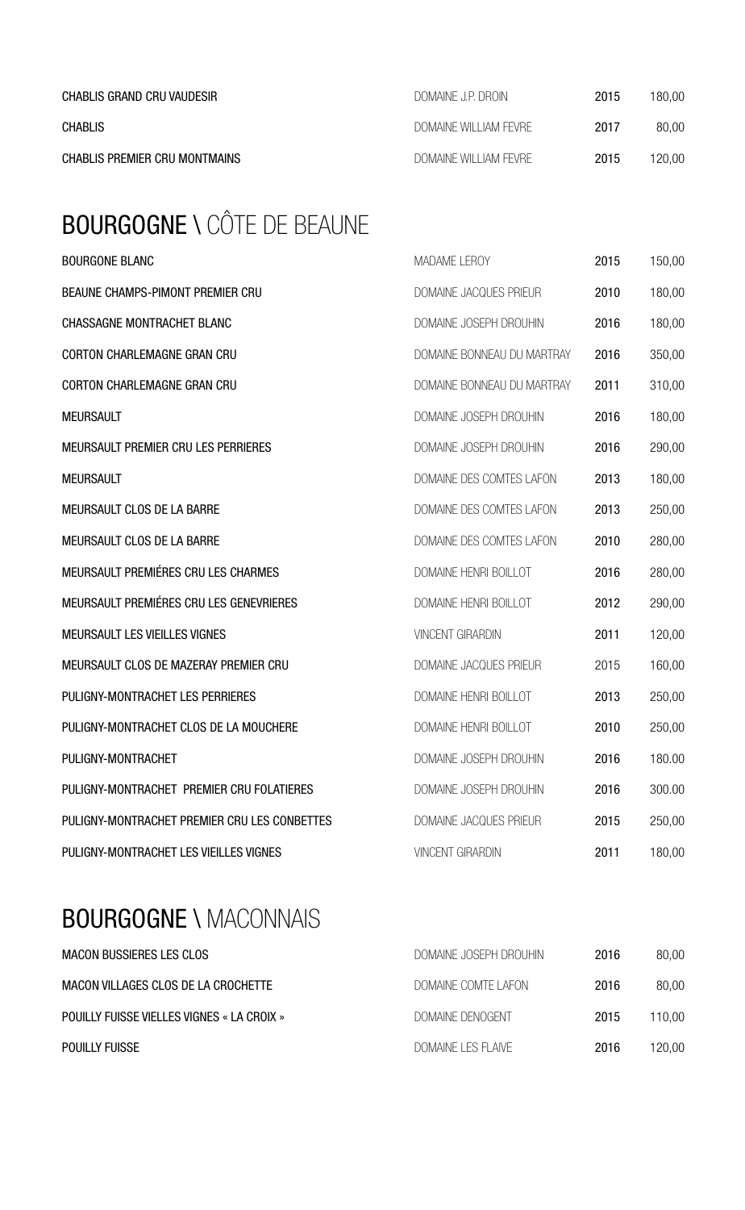| | | | |
|---|---|---|---|
| CHABLIS GRAND CRU VAUDESIR | DOMAINE J.P. DROIN | 2015 | 180,00 |
| CHABLIS | DOMAINE WILLIAM FEVRE | 2017 | 80,00 |
| CHABLIS PREMIER CRU MONTMAINS | DOMAINE WILLIAM FEVRE | 2015 | 120,00 |

## BOURGOGNE \ CÔTE DE BEAUNE

| | | | |
|---|---|---|---|
| BOURGONE BLANC | MADAME LEROY | 2015 | 150,00 |
| BEAUNE CHAMPS-PIMONT PREMIER CRU | DOMAINE JACQUES PRIEUR | 2010 | 180,00 |
| CHASSAGNE MONTRACHET BLANC | DOMAINE JOSEPH DROUHIN | 2016 | 180,00 |
| CORTON CHARLEMAGNE GRAN CRU | DOMAINE BONNEAU DU MARTRAY | 2016 | 350,00 |
| CORTON CHARLEMAGNE GRAN CRU | DOMAINE BONNEAU DU MARTRAY | 2011 | 310,00 |
| MEURSAULT | DOMAINE JOSEPH DROUHIN | 2016 | 180,00 |
| MEURSAULT PREMIER CRU LES PERRIERES | DOMAINE JOSEPH DROUHIN | 2016 | 290,00 |
| MEURSAULT | DOMAINE DES COMTES LAFON | 2013 | 180,00 |
| MEURSAULT CLOS DE LA BARRE | DOMAINE DES COMTES LAFON | 2013 | 250,00 |
| MEURSAULT CLOS DE LA BARRE | DOMAINE DES COMTES LAFON | 2010 | 280,00 |
| MEURSAULT PREMIÉRES CRU LES CHARMES | DOMAINE HENRI BOILLOT | 2016 | 280,00 |
| MEURSAULT PREMIÉRES CRU LES GENEVRIERES | DOMAINE HENRI BOILLOT | 2012 | 290,00 |
| MEURSAULT LES VIEILLES VIGNES | VINCENT GIRARDIN | 2011 | 120,00 |
| MEURSAULT CLOS DE MAZERAY PREMIER CRU | DOMAINE JACQUES PRIEUR | 2015 | 160,00 |
| PULIGNY-MONTRACHET LES PERRIERES | DOMAINE HENRI BOILLOT | 2013 | 250,00 |
| PULIGNY-MONTRACHET CLOS DE LA MOUCHERE | DOMAINE HENRI BOILLOT | 2010 | 250,00 |
| PULIGNY-MONTRACHET | DOMAINE JOSEPH DROUHIN | 2016 | 180.00 |
| PULIGNY-MONTRACHET PREMIER CRU FOLATIERES | DOMAINE JOSEPH DROUHIN | 2016 | 300.00 |
| PULIGNY-MONTRACHET PREMIER CRU LES CONBETTES | DOMAINE JACQUES PRIEUR | 2015 | 250,00 |
| PULIGNY-MONTRACHET LES VIEILLES VIGNES | VINCENT GIRARDIN | 2011 | 180,00 |

## BOURGOGNE \ MACONNAIS

| | | | |
|---|---|---|---|
| MACON BUSSIERES LES CLOS | DOMAINE JOSEPH DROUHIN | 2016 | 80,00 |
| MACON VILLAGES CLOS DE LA CROCHETTE | DOMAINE COMTE LAFON | 2016 | 80,00 |
| POUILLY FUISSE VIELLES VIGNES « LA CROIX » | DOMAINE DENOGENT | 2015 | 110,00 |
| POUILLY FUISSE | DOMAINE LES FLAIVE | 2016 | 120,00 |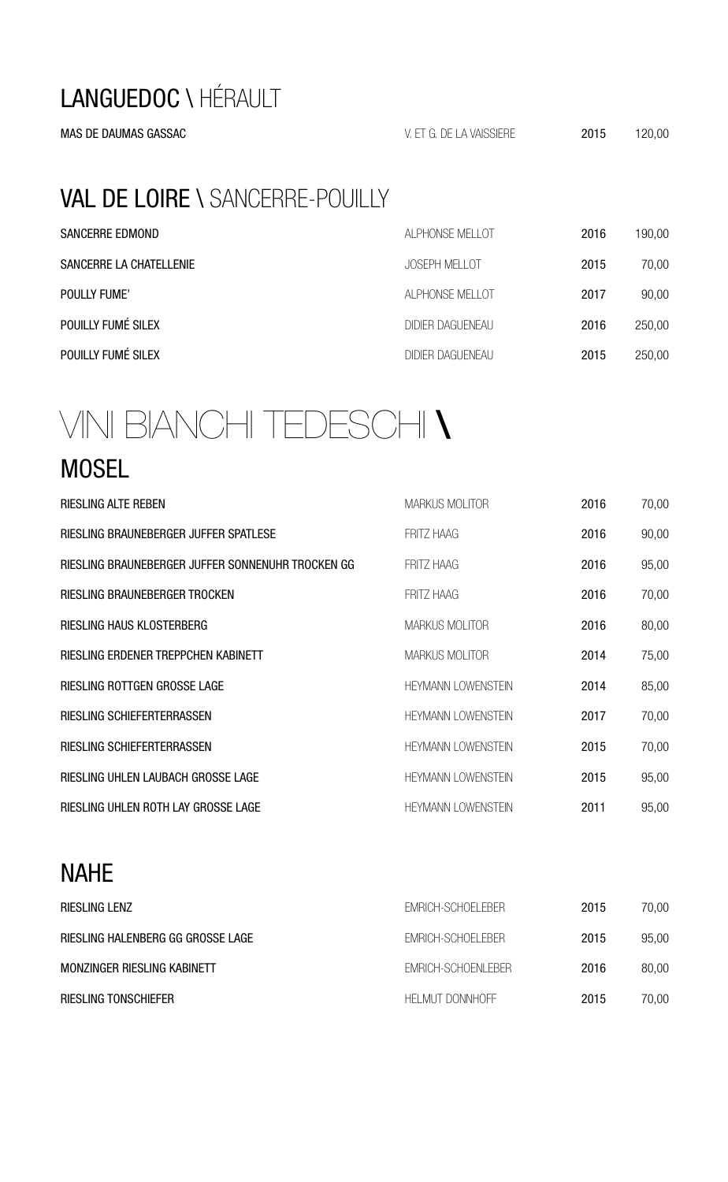## LANGUEDOC \ HÉRAULT

| | | | |
|---|---|---|---|
| MAS DE DAUMAS GASSAC | V. ET G. DE LA VAISSIERE | 2015 | 120,00 |

## VAL DE LOIRE \ SANCERRE-POUILLY

| | | | |
|---|---|---|---|
| SANCERRE EDMOND | ALPHONSE MELLOT | 2016 | 190,00 |
| SANCERRE LA CHATELLENIE | JOSEPH MELLOT | 2015 | 70,00 |
| POULLY FUME' | ALPHONSE MELLOT | 2017 | 90,00 |
| POUILLY FUMÉ SILEX | DIDIER DAGUENEAU | 2016 | 250,00 |
| POUILLY FUMÉ SILEX | DIDIER DAGUENEAU | 2015 | 250,00 |

# VINI BIANCHI TEDESCHI \

## MOSEL

| | | | |
|---|---|---|---|
| RIESLING ALTE REBEN | MARKUS MOLITOR | 2016 | 70,00 |
| RIESLING BRAUNEBERGER JUFFER SPATLESE | FRITZ HAAG | 2016 | 90,00 |
| RIESLING BRAUNEBERGER JUFFER SONNENUHR TROCKEN GG | FRITZ HAAG | 2016 | 95,00 |
| RIESLING BRAUNEBERGER TROCKEN | FRITZ HAAG | 2016 | 70,00 |
| RIESLING HAUS KLOSTERBERG | MARKUS MOLITOR | 2016 | 80,00 |
| RIESLING ERDENER TREPPCHEN KABINETT | MARKUS MOLITOR | 2014 | 75,00 |
| RIESLING ROTTGEN GROSSE LAGE | HEYMANN LOWENSTEIN | 2014 | 85,00 |
| RIESLING SCHIEFERTERRASSEN | HEYMANN LOWENSTEIN | 2017 | 70,00 |
| RIESLING SCHIEFERTERRASSEN | HEYMANN LOWENSTEIN | 2015 | 70,00 |
| RIESLING UHLEN LAUBACH GROSSE LAGE | HEYMANN LOWENSTEIN | 2015 | 95,00 |
| RIESLING UHLEN ROTH LAY GROSSE LAGE | HEYMANN LOWENSTEIN | 2011 | 95,00 |

## NAHE

| | | | |
|---|---|---|---|
| RIESLING LENZ | EMRICH-SCHOELEBER | 2015 | 70,00 |
| RIESLING HALENBERG GG GROSSE LAGE | EMRICH-SCHOELEBER | 2015 | 95,00 |
| MONZINGER RIESLING KABINETT | EMRICH-SCHOENLEBER | 2016 | 80,00 |
| RIESLING TONSCHIEFER | HELMUT DONNHOFF | 2015 | 70,00 |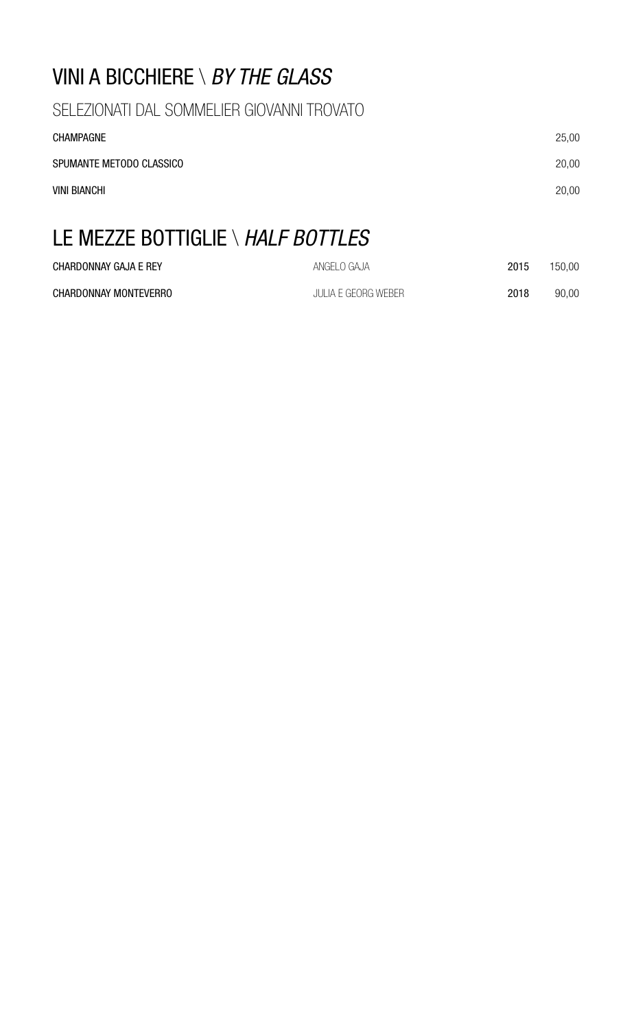# VINI A BICCHIERE \ *BY THE GLASS*

## SELEZIONATI DAL SOMMELIER GIOVANNI TROVATO

| | |
|---|---|
| CHAMPAGNE | 25,00 |
| SPUMANTE METODO CLASSICO | 20,00 |
| VINI BIANCHI | 20,00 |

# LE MEZZE BOTTIGLIE \ *HALF BOTTLES*

| | | | |
|---|---|---|---|
| CHARDONNAY GAJA E REY | ANGELO GAJA | 2015 | 150,00 |
| CHARDONNAY MONTEVERRO | JULIA E GEORG WEBER | 2018 | 90,00 |